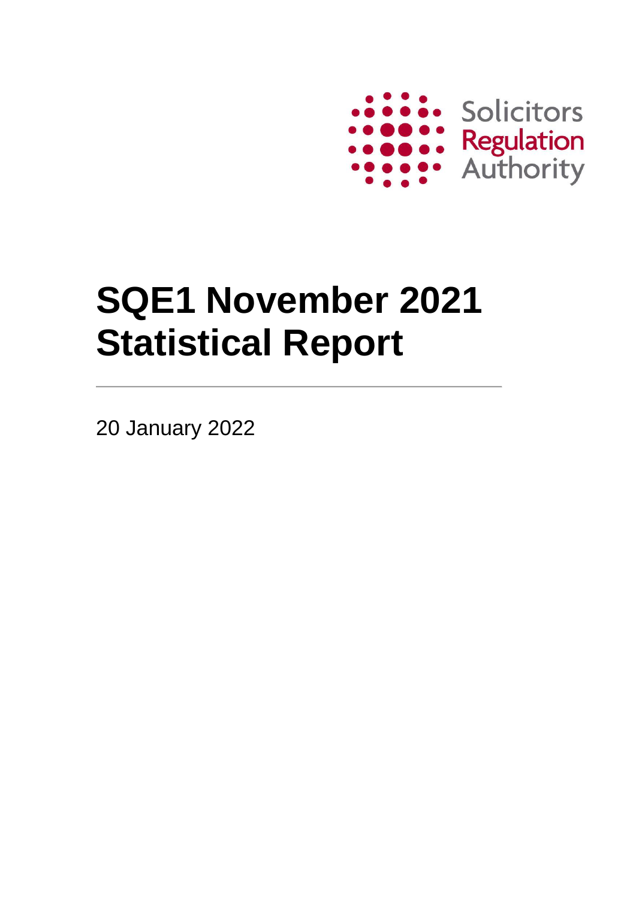Solicitors Regulation Authority

# SQE1 November 2021 Statistical Report

20 January 2022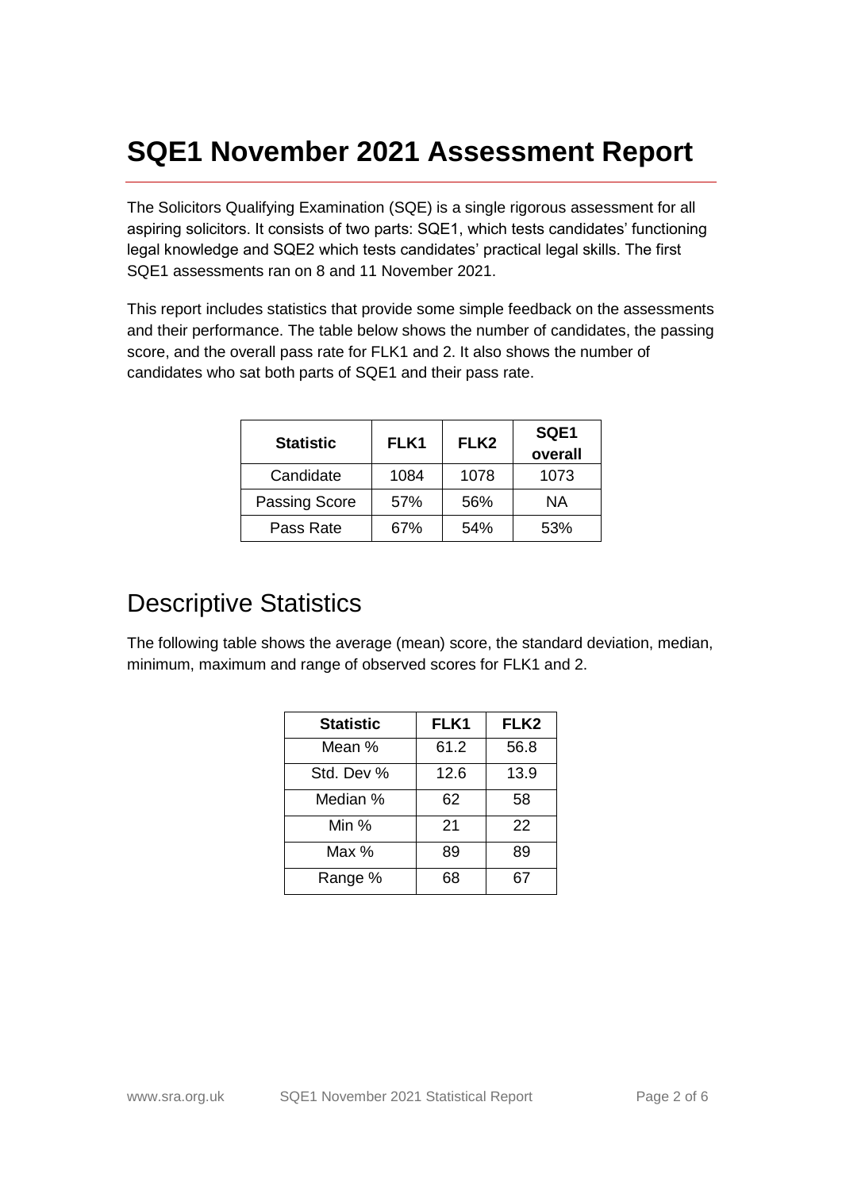# SQE1 November 2021 Assessment Report

The Solicitors Qualifying Examination (SQE) is a single rigorous assessment for all aspiring solicitors. It consists of two parts: SQE1, which tests candidates' functioning legal knowledge and SQE2 which tests candidates' practical legal skills. The first SQE1 assessments ran on 8 and 11 November 2021.

This report includes statistics that provide some simple feedback on the assessments and their performance. The table below shows the number of candidates, the passing score, and the overall pass rate for FLK1 and 2. It also shows the number of candidates who sat both parts of SQE1 and their pass rate.

| Statistic | FLK1 | FLK2 | SQE1 overall |
|---|---|---|---|
| Candidate | 1084 | 1078 | 1073 |
| Passing Score | 57% | 56% | NA |
| Pass Rate | 67% | 54% | 53% |

## Descriptive Statistics

The following table shows the average (mean) score, the standard deviation, median, minimum, maximum and range of observed scores for FLK1 and 2.

| Statistic | FLK1 | FLK2 |
|---|---|---|
| Mean % | 61.2 | 56.8 |
| Std. Dev % | 12.6 | 13.9 |
| Median % | 62 | 58 |
| Min % | 21 | 22 |
| Max % | 89 | 89 |
| Range % | 68 | 67 |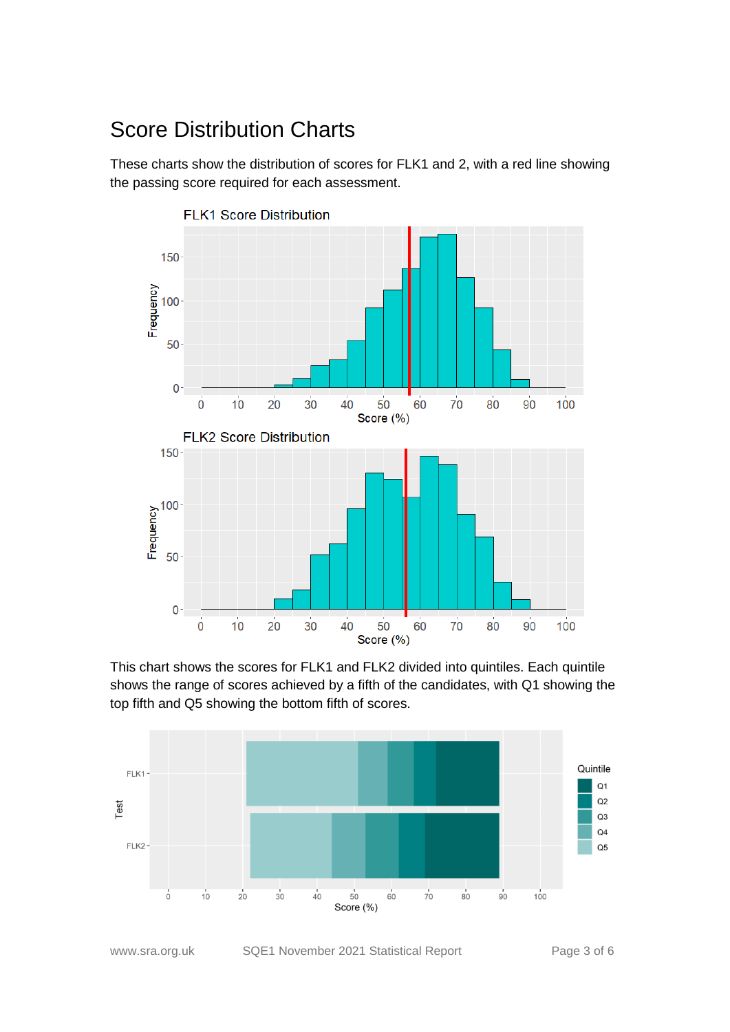# Score Distribution Charts

These charts show the distribution of scores for FLK1 and 2, with a red line showing the passing score required for each assessment.

This chart shows the scores for FLK1 and FLK2 divided into quintiles. Each quintile shows the range of scores achieved by a fifth of the candidates, with Q1 showing the top fifth and Q5 showing the bottom fifth of scores.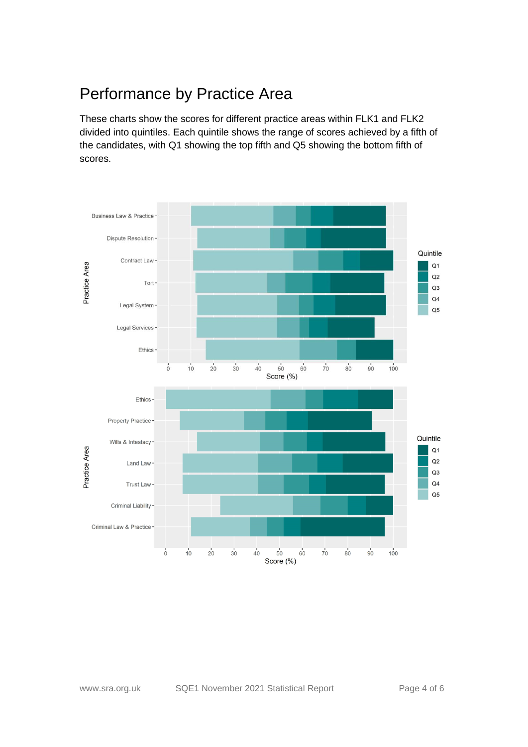# Performance by Practice Area

These charts show the scores for different practice areas within FLK1 and FLK2 divided into quintiles. Each quintile shows the range of scores achieved by a fifth of the candidates, with Q1 showing the top fifth and Q5 showing the bottom fifth of scores.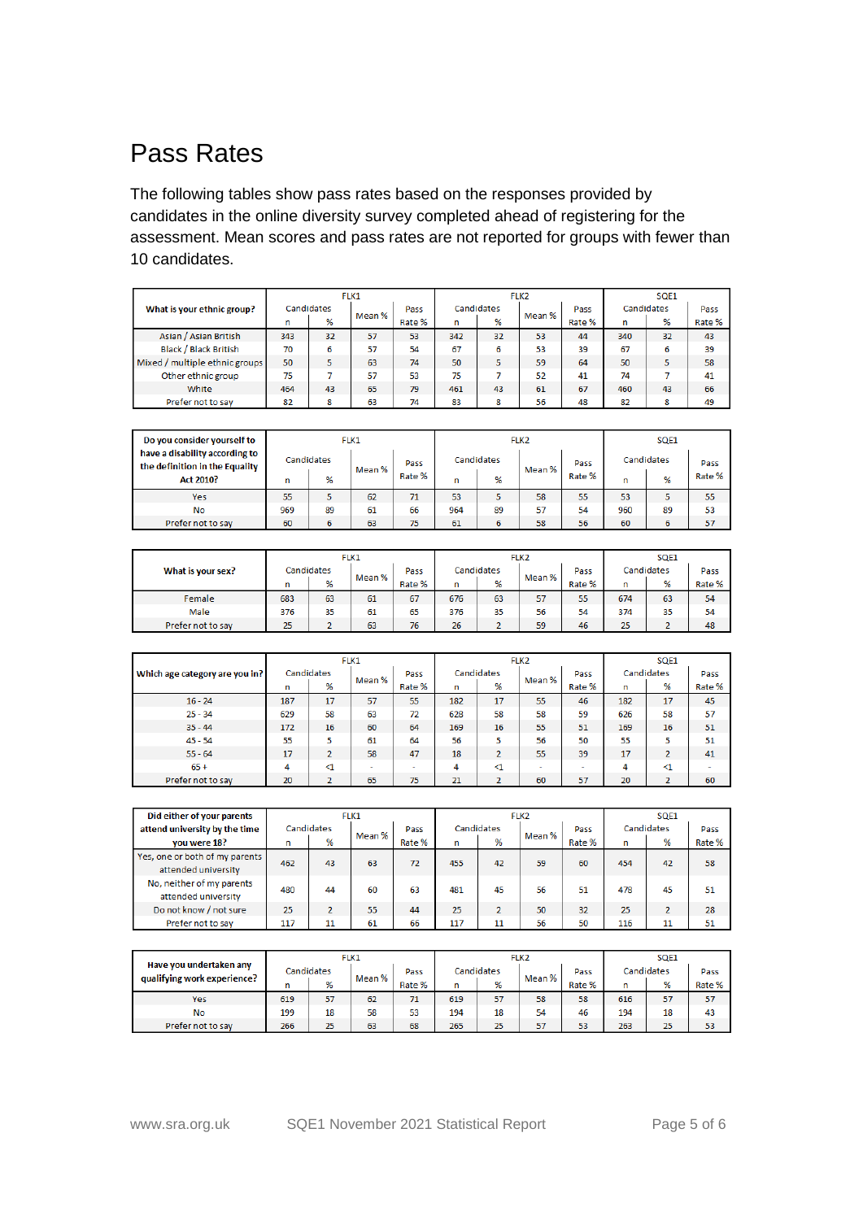# Pass Rates

The following tables show pass rates based on the responses provided by candidates in the online diversity survey completed ahead of registering for the assessment. Mean scores and pass rates are not reported for groups with fewer than 10 candidates.

| What is your ethnic group? | FLK1 | | | | FLK2 | | | | SQE1 | | | |
|---|---|---|---|---|---|---|---|---|---|---|---|---|
| | Candidates | | Mean % | Pass Rate % | Candidates | | Mean % | Pass Rate % | Candidates | | Pass Rate % | |
| | n | % | | | n | % | | | n | % | | |
| Asian / Asian British | 343 | 32 | 57 | 53 | 342 | 32 | 53 | 44 | 340 | 32 | 43 | |
| Black / Black British | 70 | 6 | 57 | 54 | 67 | 6 | 53 | 39 | 67 | 6 | 39 | |
| Mixed / multiple ethnic groups | 50 | 5 | 63 | 74 | 50 | 5 | 59 | 64 | 50 | 5 | 58 | |
| Other ethnic group | 75 | 7 | 57 | 53 | 75 | 7 | 52 | 41 | 74 | 7 | 41 | |
| White | 464 | 43 | 65 | 79 | 461 | 43 | 61 | 67 | 460 | 43 | 66 | |
| Prefer not to say | 82 | 8 | 63 | 74 | 83 | 8 | 56 | 48 | 82 | 8 | 49 | |

| Do you consider yourself to have a disability according to the definition in the Equality Act 2010? | FLK1 | | | | FLK2 | | | | SQE1 | | |
|---|---|---|---|---|---|---|---|---|---|---|---|
| | Candidates | | Mean % | Pass Rate % | Candidates | | Mean % | Pass Rate % | Candidates | | Pass Rate % |
| | n | % | | | n | % | | | n | % | |
| Yes | 55 | 5 | 62 | 71 | 53 | 5 | 58 | 55 | 53 | 5 | 55 |
| No | 969 | 89 | 61 | 66 | 964 | 89 | 57 | 54 | 960 | 89 | 53 |
| Prefer not to say | 60 | 6 | 63 | 75 | 61 | 6 | 58 | 56 | 60 | 6 | 57 |

| What is your sex? | FLK1 | | | | FLK2 | | | | SQE1 | | |
|---|---|---|---|---|---|---|---|---|---|---|---|
| | Candidates | | Mean % | Pass Rate % | Candidates | | Mean % | Pass Rate % | Candidates | | Pass Rate % |
| | n | % | | | n | % | | | n | % | |
| Female | 683 | 63 | 61 | 67 | 676 | 63 | 57 | 55 | 674 | 63 | 54 |
| Male | 376 | 35 | 61 | 65 | 376 | 35 | 56 | 54 | 374 | 35 | 54 |
| Prefer not to say | 25 | 2 | 63 | 76 | 26 | 2 | 59 | 46 | 25 | 2 | 48 |

| Which age category are you in? | FLK1 | | | | FLK2 | | | | SQE1 | | |
|---|---|---|---|---|---|---|---|---|---|---|---|
| | Candidates | | Mean % | Pass Rate % | Candidates | | Mean % | Pass Rate % | Candidates | | Pass Rate % |
| | n | % | | | n | % | | | n | % | |
| 16 - 24 | 187 | 17 | 57 | 55 | 182 | 17 | 55 | 46 | 182 | 17 | 45 |
| 25 - 34 | 629 | 58 | 63 | 72 | 628 | 58 | 58 | 59 | 626 | 58 | 57 |
| 35 - 44 | 172 | 16 | 60 | 64 | 169 | 16 | 55 | 51 | 169 | 16 | 51 |
| 45 - 54 | 55 | 5 | 61 | 64 | 56 | 5 | 56 | 50 | 55 | 5 | 51 |
| 55 - 64 | 17 | 2 | 58 | 47 | 18 | 2 | 55 | 39 | 17 | 2 | 41 |
| 65 + | 4 | <1 | - | - | 4 | <1 | - | - | 4 | <1 | - |
| Prefer not to say | 20 | 2 | 65 | 75 | 21 | 2 | 60 | 57 | 20 | 2 | 60 |

| Did either of your parents attend university by the time you were 18? | FLK1 | | | | FLK2 | | | | SQE1 | | |
|---|---|---|---|---|---|---|---|---|---|---|---|
| | Candidates | | Mean % | Pass Rate % | Candidates | | Mean % | Pass Rate % | Candidates | | Pass Rate % |
| | n | % | | | n | % | | | n | % | |
| Yes, one or both of my parents attended university | 462 | 43 | 63 | 72 | 455 | 42 | 59 | 60 | 454 | 42 | 58 |
| No, neither of my parents attended university | 480 | 44 | 60 | 63 | 481 | 45 | 56 | 51 | 478 | 45 | 51 |
| Do not know / not sure | 25 | 2 | 55 | 44 | 25 | 2 | 50 | 32 | 25 | 2 | 28 |
| Prefer not to say | 117 | 11 | 61 | 66 | 117 | 11 | 56 | 50 | 116 | 11 | 51 |

| Have you undertaken any qualifying work experience? | FLK1 | | | | FLK2 | | | | SQE1 | | |
|---|---|---|---|---|---|---|---|---|---|---|---|
| | Candidates | | Mean % | Pass Rate % | Candidates | | Mean % | Pass Rate % | Candidates | | Pass Rate % |
| | n | % | | | n | % | | | n | % | |
| Yes | 619 | 57 | 62 | 71 | 619 | 57 | 58 | 58 | 616 | 57 | 57 |
| No | 199 | 18 | 58 | 53 | 194 | 18 | 54 | 46 | 194 | 18 | 43 |
| Prefer not to say | 266 | 25 | 63 | 68 | 265 | 25 | 57 | 53 | 263 | 25 | 53 |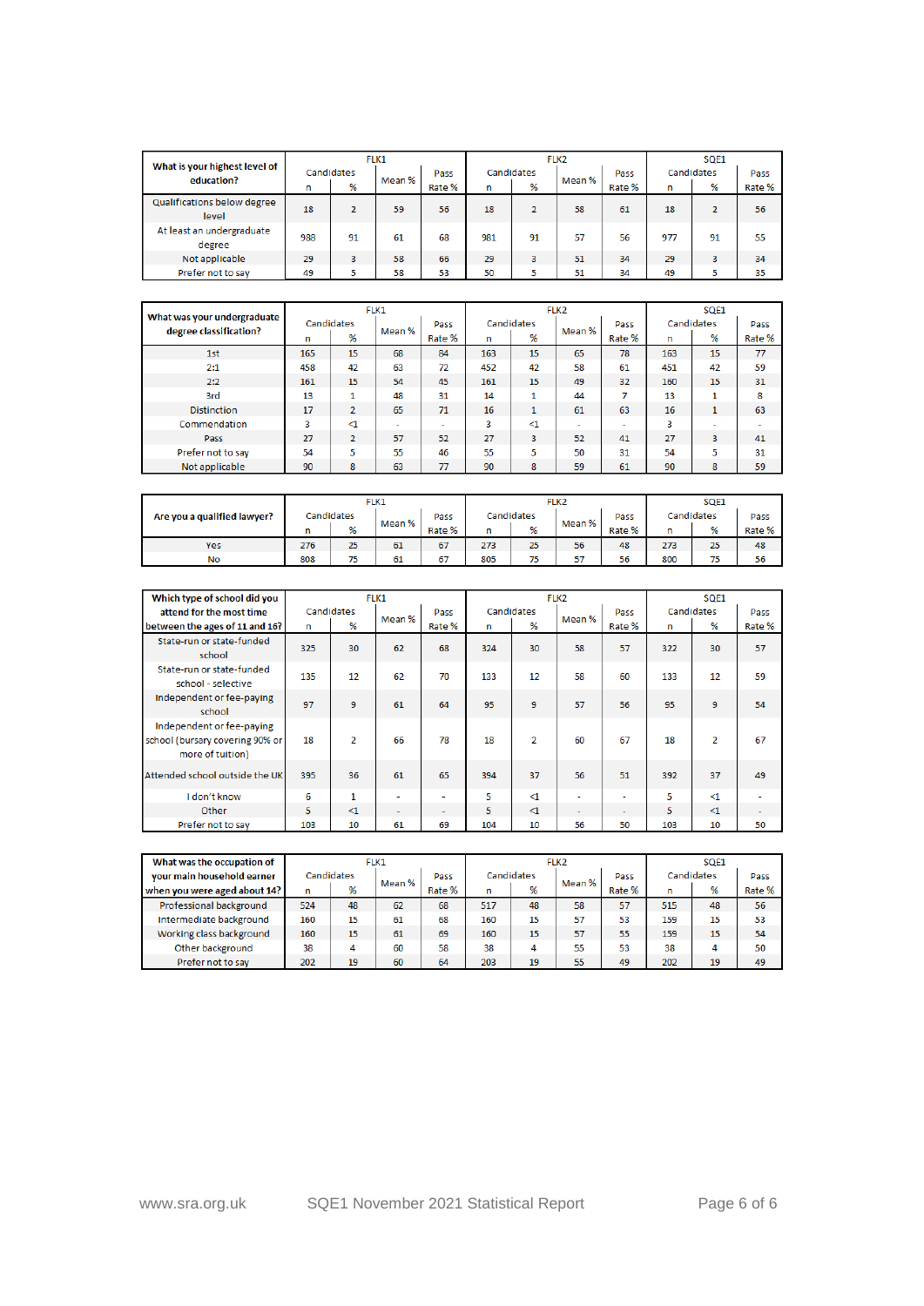| What is your highest level of education? | FLK1 | | | | FLK2 | | | | SQE1 | | |
|---|---|---|---|---|---|---|---|---|---|---|---|
| | Candidates | | Mean % | Pass Rate % | Candidates | | Mean % | Pass Rate % | Candidates | | Pass Rate % |
| | n | % | | | n | % | | | n | % | |
| Qualifications below degree level | 18 | 2 | 59 | 56 | 18 | 2 | 58 | 61 | 18 | 2 | 56 |
| At least an undergraduate degree | 988 | 91 | 61 | 68 | 981 | 91 | 57 | 56 | 977 | 91 | 55 |
| Not applicable | 29 | 3 | 58 | 66 | 29 | 3 | 51 | 34 | 29 | 3 | 34 |
| Prefer not to say | 49 | 5 | 58 | 53 | 50 | 5 | 51 | 34 | 49 | 5 | 35 |

| What was your undergraduate degree classification? | FLK1 | | | | FLK2 | | | | SQE1 | | |
|---|---|---|---|---|---|---|---|---|---|---|---|
| | Candidates | | Mean % | Pass Rate % | Candidates | | Mean % | Pass Rate % | Candidates | | Pass Rate % |
| | n | % | | | n | % | | | n | % | |
| 1st | 165 | 15 | 68 | 84 | 163 | 15 | 65 | 78 | 163 | 15 | 77 |
| 2:1 | 458 | 42 | 63 | 72 | 452 | 42 | 58 | 61 | 451 | 42 | 59 |
| 2:2 | 161 | 15 | 54 | 45 | 161 | 15 | 49 | 32 | 160 | 15 | 31 |
| 3rd | 13 | 1 | 48 | 31 | 14 | 1 | 44 | 7 | 13 | 1 | 8 |
| Distinction | 17 | 2 | 65 | 71 | 16 | 1 | 61 | 63 | 16 | 1 | 63 |
| Commendation | 3 | <1 | - | - | 3 | <1 | - | - | 3 | - | - |
| Pass | 27 | 2 | 57 | 52 | 27 | 3 | 52 | 41 | 27 | 3 | 41 |
| Prefer not to say | 54 | 5 | 55 | 46 | 55 | 5 | 50 | 31 | 54 | 5 | 31 |
| Not applicable | 90 | 8 | 63 | 77 | 90 | 8 | 59 | 61 | 90 | 8 | 59 |

| Are you a qualified lawyer? | FLK1 | | | | FLK2 | | | | SQE1 | | |
|---|---|---|---|---|---|---|---|---|---|---|---|
| | Candidates | | Mean % | Pass Rate % | Candidates | | Mean % | Pass Rate % | Candidates | | Pass Rate % |
| | n | % | | | n | % | | | n | % | |
| Yes | 276 | 25 | 61 | 67 | 273 | 25 | 56 | 48 | 273 | 25 | 48 |
| No | 808 | 75 | 61 | 67 | 805 | 75 | 57 | 56 | 800 | 75 | 56 |

| Which type of school did you attend for the most time between the ages of 11 and 16? | FLK1 | | | | FLK2 | | | | SQE1 | | |
|---|---|---|---|---|---|---|---|---|---|---|---|
| | Candidates | | Mean % | Pass Rate % | Candidates | | Mean % | Pass Rate % | Candidates | | Pass Rate % |
| | n | % | | | n | % | | | n | % | |
| State-run or state-funded school | 325 | 30 | 62 | 68 | 324 | 30 | 58 | 57 | 322 | 30 | 57 |
| State-run or state-funded school - selective | 135 | 12 | 62 | 70 | 133 | 12 | 58 | 60 | 133 | 12 | 59 |
| Independent or fee-paying school | 97 | 9 | 61 | 64 | 95 | 9 | 57 | 56 | 95 | 9 | 54 |
| Independent or fee-paying school (bursary covering 90% or more of tuition) | 18 | 2 | 66 | 78 | 18 | 2 | 60 | 67 | 18 | 2 | 67 |
| Attended school outside the UK | 395 | 36 | 61 | 65 | 394 | 37 | 56 | 51 | 392 | 37 | 49 |
| I don't know | 6 | 1 | - | - | 5 | <1 | - | - | 5 | <1 | - |
| Other | 5 | <1 | - | - | 5 | <1 | - | - | 5 | <1 | - |
| Prefer not to say | 103 | 10 | 61 | 69 | 104 | 10 | 56 | 50 | 103 | 10 | 50 |

| What was the occupation of your main household earner when you were aged about 14? | FLK1 | | | | FLK2 | | | | SQE1 | | |
|---|---|---|---|---|---|---|---|---|---|---|---|
| | Candidates | | Mean % | Pass Rate % | Candidates | | Mean % | Pass Rate % | Candidates | | Pass Rate % |
| | n | % | | | n | % | | | n | % | |
| Professional background | 524 | 48 | 62 | 68 | 517 | 48 | 58 | 57 | 515 | 48 | 56 |
| Intermediate background | 160 | 15 | 61 | 68 | 160 | 15 | 57 | 53 | 159 | 15 | 53 |
| Working class background | 160 | 15 | 61 | 69 | 160 | 15 | 57 | 55 | 159 | 15 | 54 |
| Other background | 38 | 4 | 60 | 58 | 38 | 4 | 55 | 53 | 38 | 4 | 50 |
| Prefer not to say | 202 | 19 | 60 | 64 | 203 | 19 | 55 | 49 | 202 | 19 | 49 |